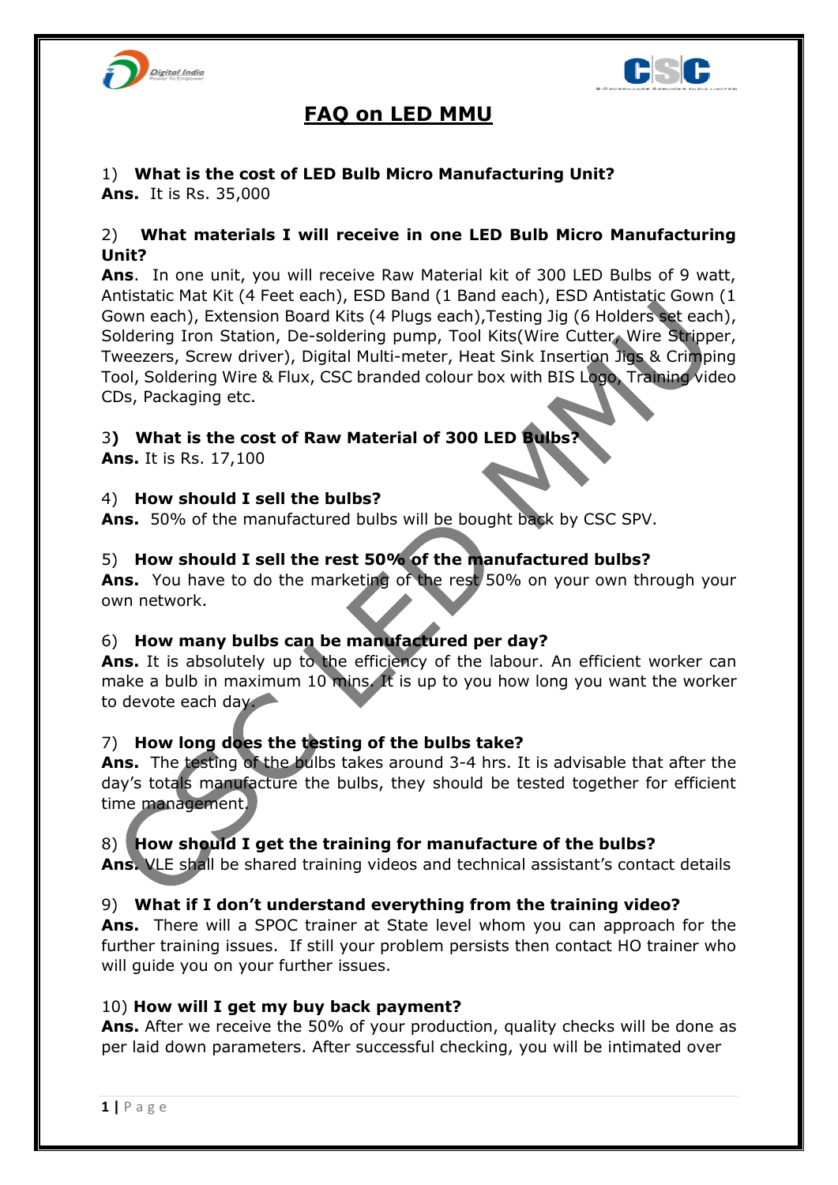# FAQ on LED MMU

1) **What is the cost of LED Bulb Micro Manufacturing Unit?**
**Ans.** It is Rs. 35,000

2) **What materials I will receive in one LED Bulb Micro Manufacturing Unit?**
**Ans**. In one unit, you will receive Raw Material kit of 300 LED Bulbs of 9 watt, Antistatic Mat Kit (4 Feet each), ESD Band (1 Band each), ESD Antistatic Gown (1 Gown each), Extension Board Kits (4 Plugs each),Testing Jig (6 Holders set each), Soldering Iron Station, De-soldering pump, Tool Kits(Wire Cutter, Wire Stripper, Tweezers, Screw driver), Digital Multi-meter, Heat Sink Insertion Jigs & Crimping Tool, Soldering Wire & Flux, CSC branded colour box with BIS Logo, Training video CDs, Packaging etc.

3) **What is the cost of Raw Material of 300 LED Bulbs?**
**Ans.** It is Rs. 17,100

4) **How should I sell the bulbs?**
**Ans.** 50% of the manufactured bulbs will be bought back by CSC SPV.

5) **How should I sell the rest 50% of the manufactured bulbs?**
**Ans.** You have to do the marketing of the rest 50% on your own through your own network.

6) **How many bulbs can be manufactured per day?**
**Ans.** It is absolutely up to the efficiency of the labour. An efficient worker can make a bulb in maximum 10 mins. It is up to you how long you want the worker to devote each day.

7) **How long does the testing of the bulbs take?**
**Ans.** The testing of the bulbs takes around 3-4 hrs. It is advisable that after the day's totals manufacture the bulbs, they should be tested together for efficient time management.

8) **How should I get the training for manufacture of the bulbs?**
**Ans.** VLE shall be shared training videos and technical assistant's contact details

9) **What if I don't understand everything from the training video?**
**Ans.** There will a SPOC trainer at State level whom you can approach for the further training issues. If still your problem persists then contact HO trainer who will guide you on your further issues.

10) **How will I get my buy back payment?**
**Ans.** After we receive the 50% of your production, quality checks will be done as per laid down parameters. After successful checking, you will be intimated over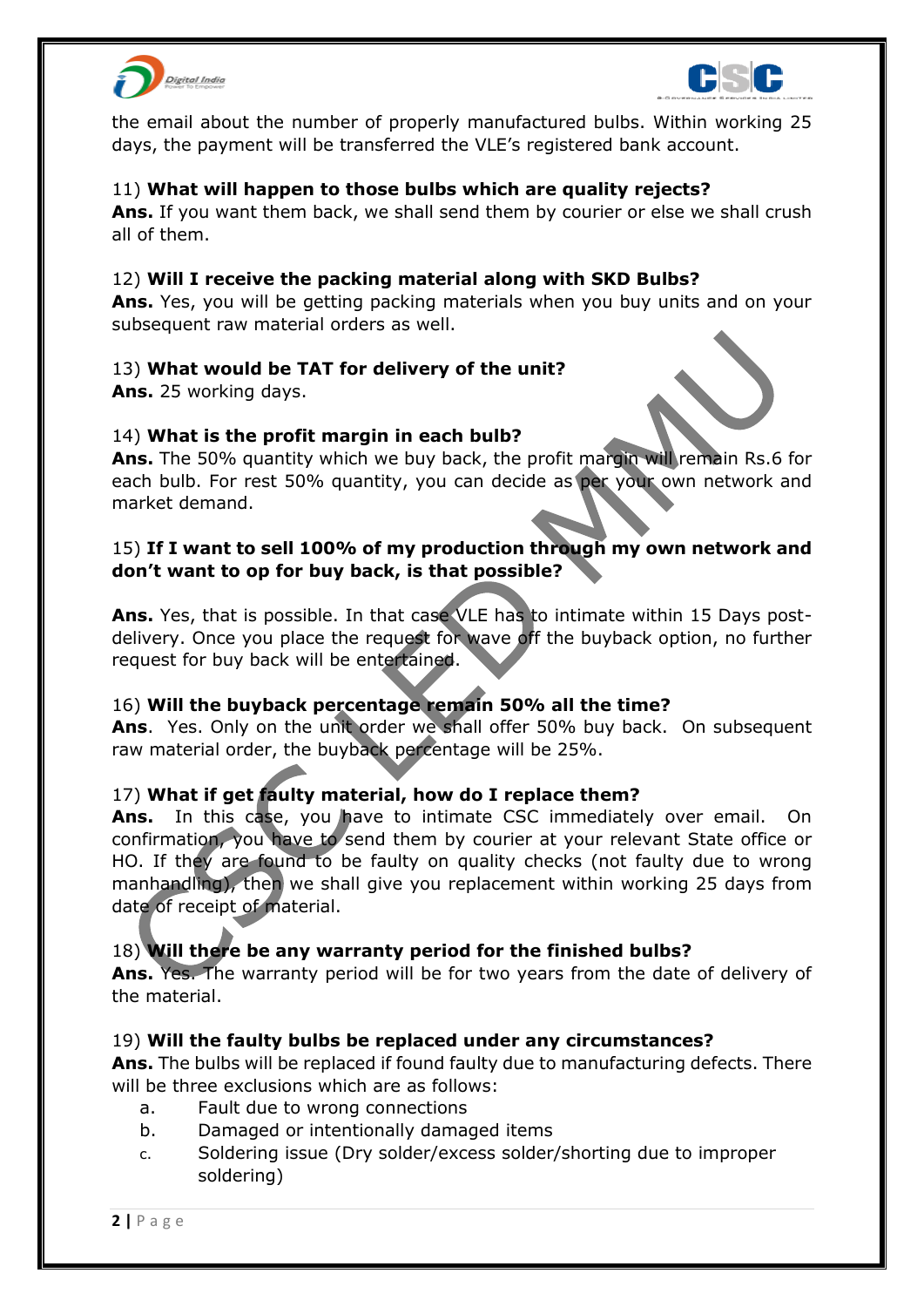the email about the number of properly manufactured bulbs. Within working 25 days, the payment will be transferred the VLE's registered bank account.

11) **What will happen to those bulbs which are quality rejects?**
**Ans.** If you want them back, we shall send them by courier or else we shall crush all of them.

12) **Will I receive the packing material along with SKD Bulbs?**
**Ans.** Yes, you will be getting packing materials when you buy units and on your subsequent raw material orders as well.

13) **What would be TAT for delivery of the unit?**
**Ans.** 25 working days.

14) **What is the profit margin in each bulb?**
**Ans.** The 50% quantity which we buy back, the profit margin will remain Rs.6 for each bulb. For rest 50% quantity, you can decide as per your own network and market demand.

15) **If I want to sell 100% of my production through my own network and don't want to op for buy back, is that possible?**

**Ans.** Yes, that is possible. In that case VLE has to intimate within 15 Days post-delivery. Once you place the request for wave off the buyback option, no further request for buy back will be entertained.

16) **Will the buyback percentage remain 50% all the time?**
**Ans**. Yes. Only on the unit order we shall offer 50% buy back. On subsequent raw material order, the buyback percentage will be 25%.

17) **What if get faulty material, how do I replace them?**
**Ans.** In this case, you have to intimate CSC immediately over email. On confirmation, you have to send them by courier at your relevant State office or HO. If they are found to be faulty on quality checks (not faulty due to wrong manhandling), then we shall give you replacement within working 25 days from date of receipt of material.

18) **Will there be any warranty period for the finished bulbs?**
**Ans.** Yes. The warranty period will be for two years from the date of delivery of the material.

19) **Will the faulty bulbs be replaced under any circumstances?**
**Ans.** The bulbs will be replaced if found faulty due to manufacturing defects. There will be three exclusions which are as follows:

a. Fault due to wrong connections
b. Damaged or intentionally damaged items
c. Soldering issue (Dry solder/excess solder/shorting due to improper soldering)